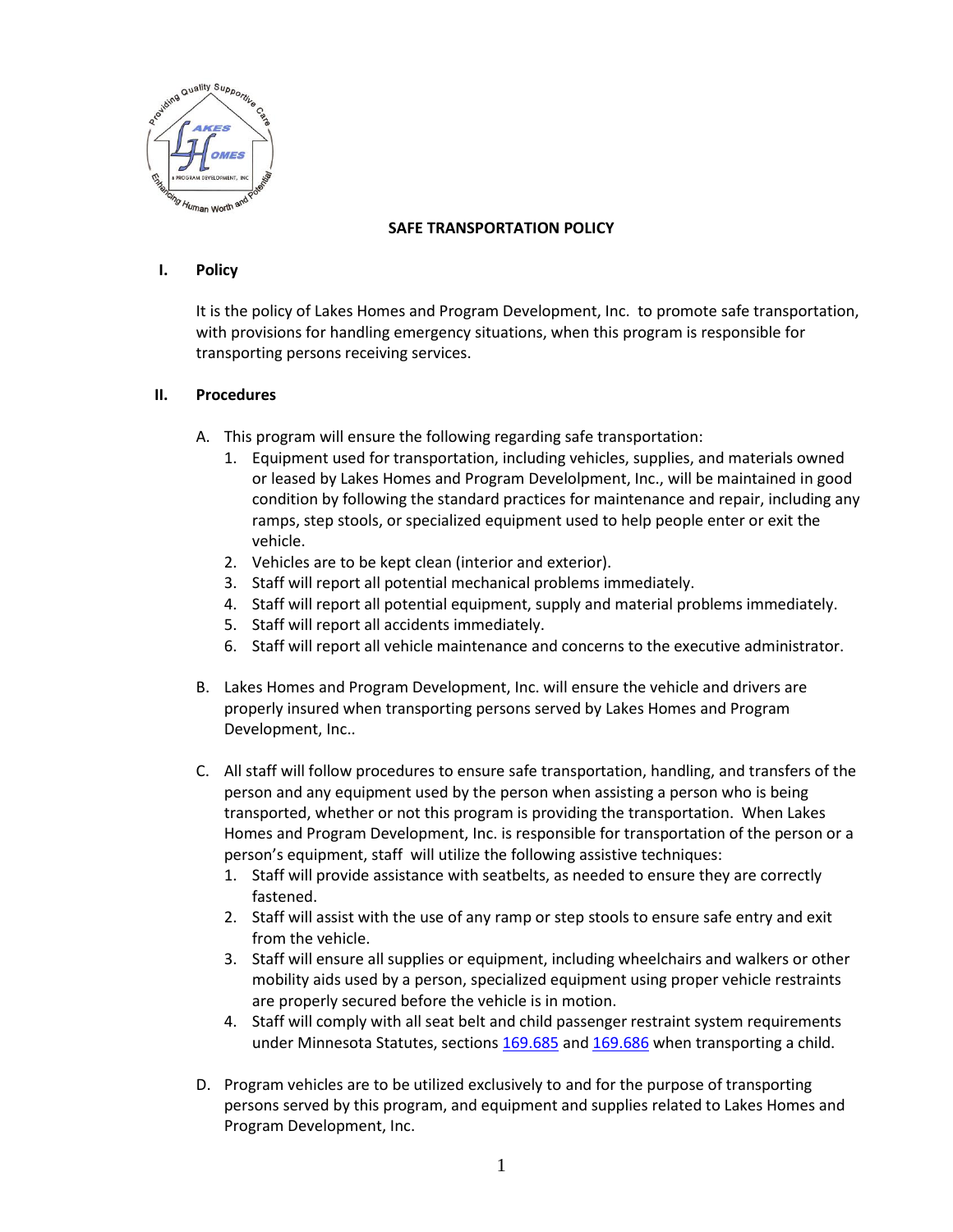# SAFE TRANSPORTATION POLICY

## I. Policy

It is the policy of Lakes Homes and Program Development, Inc. to promote safe transportation, with provisions for handling emergency situations, when this program is responsible for transporting persons receiving services.

## II. Procedures

A. This program will ensure the following regarding safe transportation:
   1. Equipment used for transportation, including vehicles, supplies, and materials owned or leased by Lakes Homes and Program Develolpment, Inc., will be maintained in good condition by following the standard practices for maintenance and repair, including any ramps, step stools, or specialized equipment used to help people enter or exit the vehicle.
   2. Vehicles are to be kept clean (interior and exterior).
   3. Staff will report all potential mechanical problems immediately.
   4. Staff will report all potential equipment, supply and material problems immediately.
   5. Staff will report all accidents immediately.
   6. Staff will report all vehicle maintenance and concerns to the executive administrator.

B. Lakes Homes and Program Development, Inc. will ensure the vehicle and drivers are properly insured when transporting persons served by Lakes Homes and Program Development, Inc..

C. All staff will follow procedures to ensure safe transportation, handling, and transfers of the person and any equipment used by the person when assisting a person who is being transported, whether or not this program is providing the transportation. When Lakes Homes and Program Development, Inc. is responsible for transportation of the person or a person's equipment, staff will utilize the following assistive techniques:
   1. Staff will provide assistance with seatbelts, as needed to ensure they are correctly fastened.
   2. Staff will assist with the use of any ramp or step stools to ensure safe entry and exit from the vehicle.
   3. Staff will ensure all supplies or equipment, including wheelchairs and walkers or other mobility aids used by a person, specialized equipment using proper vehicle restraints are properly secured before the vehicle is in motion.
   4. Staff will comply with all seat belt and child passenger restraint system requirements under Minnesota Statutes, sections 169.685 and 169.686 when transporting a child.

D. Program vehicles are to be utilized exclusively to and for the purpose of transporting persons served by this program, and equipment and supplies related to Lakes Homes and Program Development, Inc.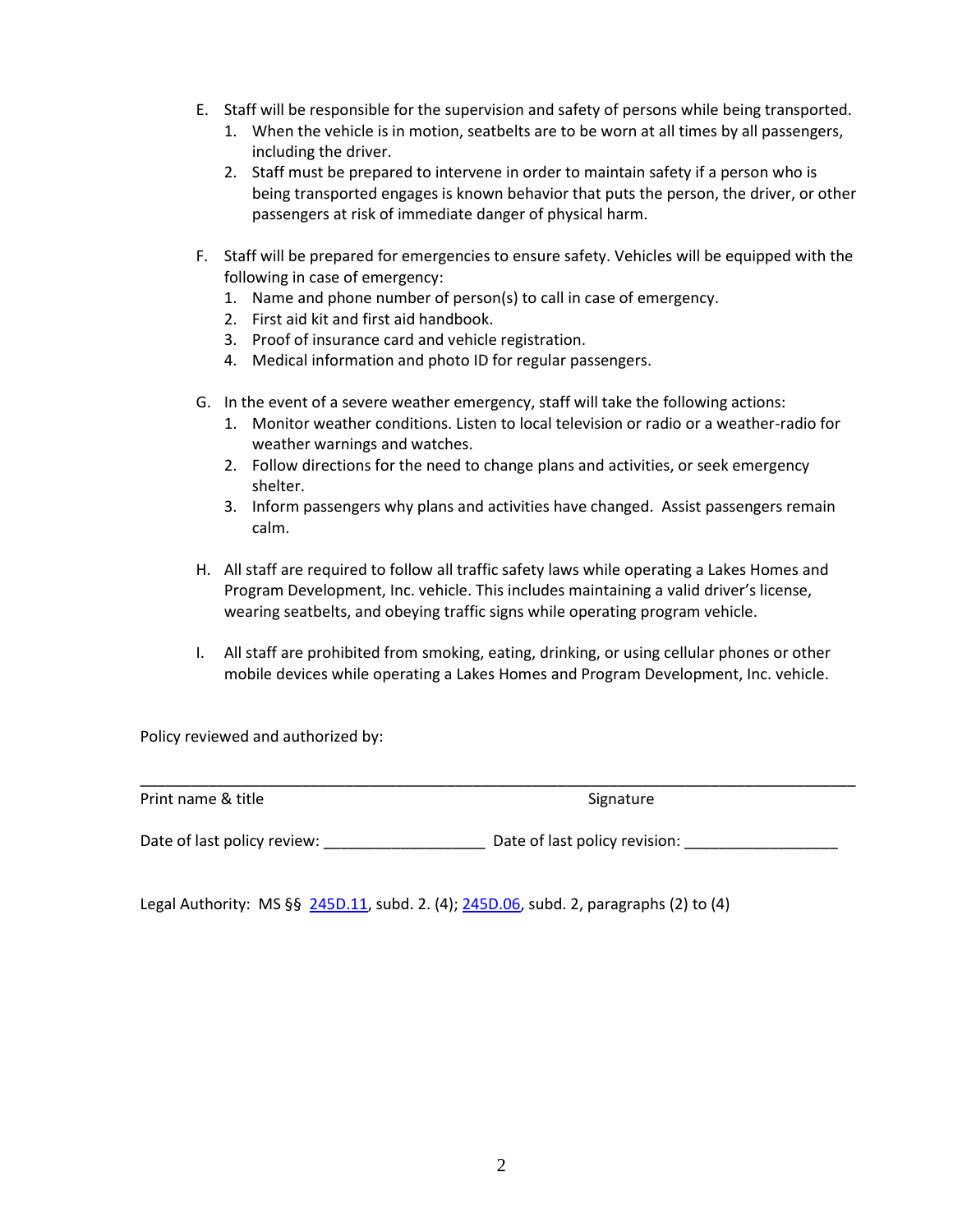E. Staff will be responsible for the supervision and safety of persons while being transported.
   1. When the vehicle is in motion, seatbelts are to be worn at all times by all passengers, including the driver.
   2. Staff must be prepared to intervene in order to maintain safety if a person who is being transported engages is known behavior that puts the person, the driver, or other passengers at risk of immediate danger of physical harm.

F. Staff will be prepared for emergencies to ensure safety. Vehicles will be equipped with the following in case of emergency:
   1. Name and phone number of person(s) to call in case of emergency.
   2. First aid kit and first aid handbook.
   3. Proof of insurance card and vehicle registration.
   4. Medical information and photo ID for regular passengers.

G. In the event of a severe weather emergency, staff will take the following actions:
   1. Monitor weather conditions. Listen to local television or radio or a weather-radio for weather warnings and watches.
   2. Follow directions for the need to change plans and activities, or seek emergency shelter.
   3. Inform passengers why plans and activities have changed. Assist passengers remain calm.

H. All staff are required to follow all traffic safety laws while operating a Lakes Homes and Program Development, Inc. vehicle. This includes maintaining a valid driver's license, wearing seatbelts, and obeying traffic signs while operating program vehicle.

I. All staff are prohibited from smoking, eating, drinking, or using cellular phones or other mobile devices while operating a Lakes Homes and Program Development, Inc. vehicle.

Policy reviewed and authorized by:

_____________________________________________________________________________________

Print name & title                                        Signature

Date of last policy review: ___________________ Date of last policy revision: __________________

Legal Authority: MS §§ 245D.11, subd. 2. (4); 245D.06, subd. 2, paragraphs (2) to (4)